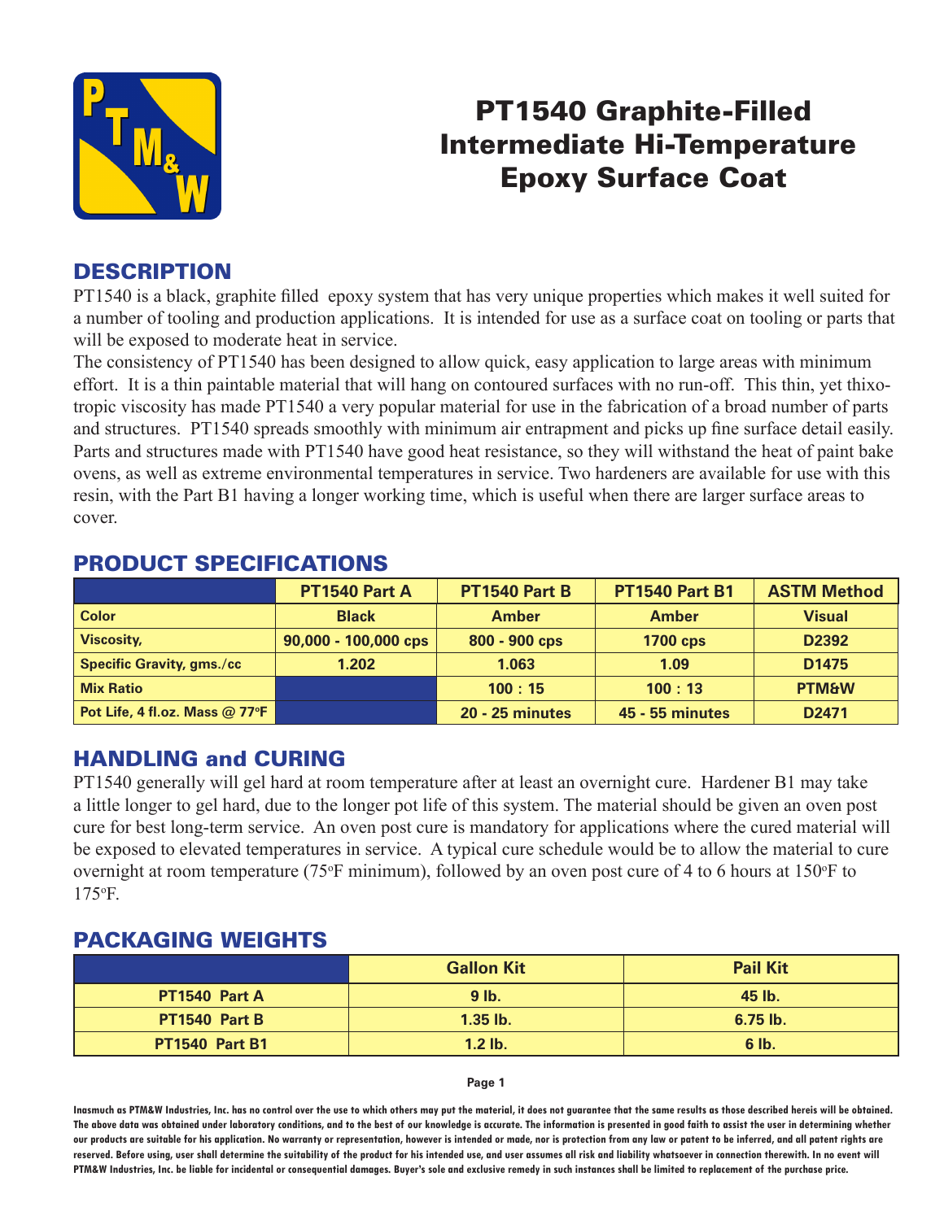# PT1540 Graphite-Filled Intermediate Hi-Temperature Epoxy Surface Coat

## DESCRIPTION

PT1540 is a black, graphite filled epoxy system that has very unique properties which makes it well suited for a number of tooling and production applications. It is intended for use as a surface coat on tooling or parts that will be exposed to moderate heat in service.

The consistency of PT1540 has been designed to allow quick, easy application to large areas with minimum effort. It is a thin paintable material that will hang on contoured surfaces with no run-off. This thin, yet thixotropic viscosity has made PT1540 a very popular material for use in the fabrication of a broad number of parts and structures. PT1540 spreads smoothly with minimum air entrapment and picks up fine surface detail easily. Parts and structures made with PT1540 have good heat resistance, so they will withstand the heat of paint bake ovens, as well as extreme environmental temperatures in service. Two hardeners are available for use with this resin, with the Part B1 having a longer working time, which is useful when there are larger surface areas to cover.

## PRODUCT SPECIFICATIONS

| | PT1540 Part A | PT1540 Part B | PT1540 Part B1 | ASTM Method |
|---|---|---|---|---|
| Color | Black | Amber | Amber | Visual |
| Viscosity, | 90,000 - 100,000 cps | 800 - 900 cps | 1700 cps | D2392 |
| Specific Gravity, gms./cc | 1.202 | 1.063 | 1.09 | D1475 |
| Mix Ratio | | 100 : 15 | 100 : 13 | PTM&W |
| Pot Life, 4 fl.oz. Mass @ 77°F | | 20 - 25 minutes | 45 - 55 minutes | D2471 |

## HANDLING and CURING

PT1540 generally will gel hard at room temperature after at least an overnight cure. Hardener B1 may take a little longer to gel hard, due to the longer pot life of this system. The material should be given an oven post cure for best long-term service. An oven post cure is mandatory for applications where the cured material will be exposed to elevated temperatures in service. A typical cure schedule would be to allow the material to cure overnight at room temperature (75°F minimum), followed by an oven post cure of 4 to 6 hours at 150°F to 175°F.

## PACKAGING WEIGHTS

| | Gallon Kit | Pail Kit |
|---|---|---|
| PT1540 Part A | 9 lb. | 45 lb. |
| PT1540 Part B | 1.35 lb. | 6.75 lb. |
| PT1540 Part B1 | 1.2 lb. | 6 lb. |

Inasmuch as PTM&W Industries, Inc. has no control over the use to which others may put the material, it does not guarantee that the same results as those described hereis will be obtained. The above data was obtained under laboratory conditions, and to the best of our knowledge is accurate. The information is presented in good faith to assist the user in determining whether our products are suitable for his application. No warranty or representation, however is intended or made, nor is protection from any law or patent to be inferred, and all patent rights are reserved. Before using, user shall determine the suitability of the product for his intended use, and user assumes all risk and liability whatsoever in connection therewith. In no event will PTM&W Industries, Inc. be liable for incidental or consequential damages. Buyer's sole and exclusive remedy in such instances shall be limited to replacement of the purchase price.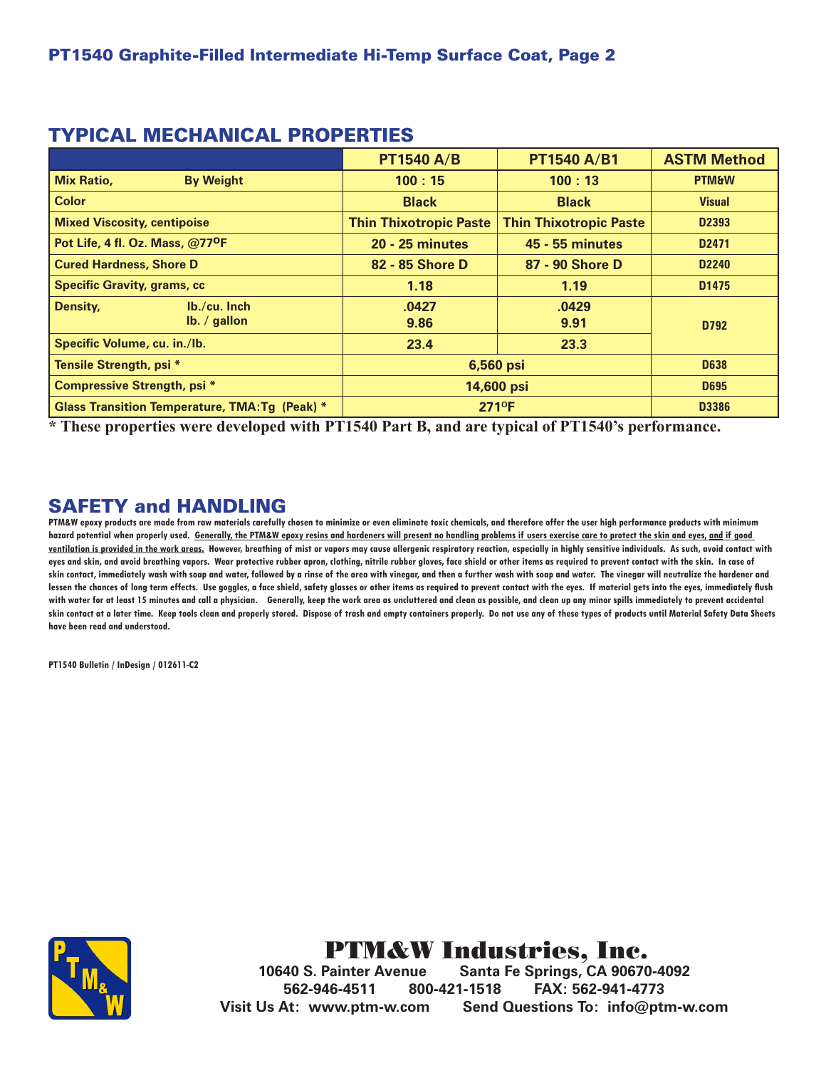## TYPICAL MECHANICAL PROPERTIES

| | PT1540 A/B | PT1540 A/B1 | ASTM Method |
|---|---|---|---|
| Mix Ratio, By Weight | 100 : 15 | 100 : 13 | PTM&W |
| Color | Black | Black | Visual |
| Mixed Viscosity, centipoise | Thin Thixotropic Paste | Thin Thixotropic Paste | D2393 |
| Pot Life, 4 fl. Oz. Mass, @77°F | 20 - 25 minutes | 45 - 55 minutes | D2471 |
| Cured Hardness, Shore D | 82 - 85 Shore D | 87 - 90 Shore D | D2240 |
| Specific Gravity, grams, cc | 1.18 | 1.19 | D1475 |
| Density, lb./cu. Inch | .0427 | .0429 | D792 |
| Density, lb. / gallon | 9.86 | 9.91 | D792 |
| Specific Volume, cu. in./lb. | 23.4 | 23.3 | D792 |
| Tensile Strength, psi * | 6,560 psi | | D638 |
| Compressive Strength, psi * | 14,600 psi | | D695 |
| Glass Transition Temperature, TMA:Tg (Peak) * | 271°F | | D3386 |

**\* These properties were developed with PT1540 Part B, and are typical of PT1540's performance.**

## SAFETY and HANDLING

PTM&W epoxy products are made from raw materials carefully chosen to minimize or even eliminate toxic chemicals, and therefore offer the user high performance products with minimum hazard potential when properly used. Generally, the PTM&W epoxy resins and hardeners will present no handling problems if users exercise care to protect the skin and eyes, and if good ventilation is provided in the work areas. However, breathing of mist or vapors may cause allergenic respiratory reaction, especially in highly sensitive individuals. As such, avoid contact with eyes and skin, and avoid breathing vapors. Wear protective rubber apron, clothing, nitrile rubber gloves, face shield or other items as required to prevent contact with the skin. In case of skin contact, immediately wash with soap and water, followed by a rinse of the area with vinegar, and then a further wash with soap and water. The vinegar will neutralize the hardener and lessen the chances of long term effects. Use goggles, a face shield, safety glasses or other items as required to prevent contact with the eyes. If material gets into the eyes, immediately flush with water for at least 15 minutes and call a physician. Generally, keep the work area as uncluttered and clean as possible, and clean up any minor spills immediately to prevent accidental skin contact at a later time. Keep tools clean and properly stored. Dispose of trash and empty containers properly. Do not use any of these types of products until Material Safety Data Sheets have been read and understood.

PT1540 Bulletin / InDesign / 012611-C2

**PTM&W Industries, Inc.**
10640 S. Painter Avenue    Santa Fe Springs, CA 90670-4092
562-946-4511    800-421-1518    FAX: 562-941-4773
Visit Us At: www.ptm-w.com    Send Questions To: info@ptm-w.com